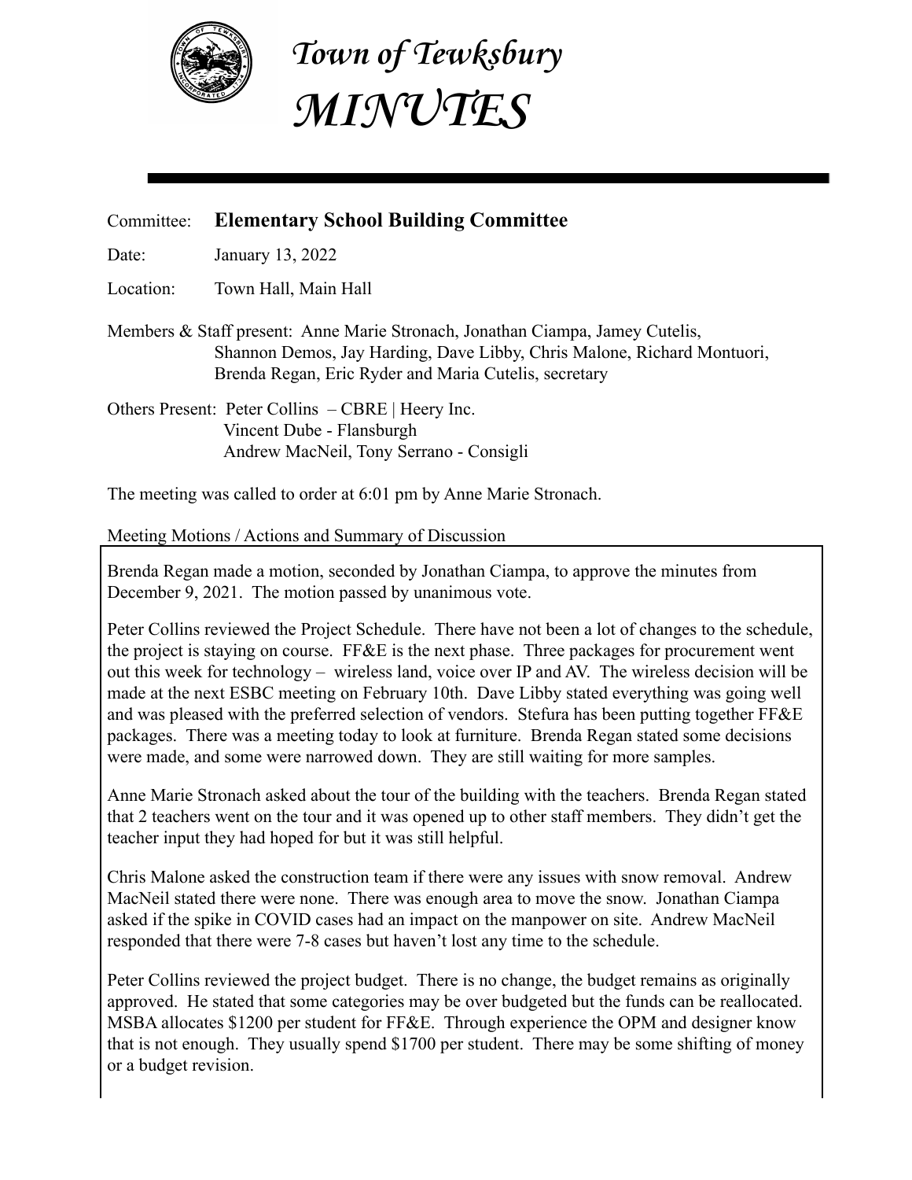# Town of Tewksbury
# MINUTES

Committee: **Elementary School Building Committee**

Date: January 13, 2022

Location: Town Hall, Main Hall

Members & Staff present: Anne Marie Stronach, Jonathan Ciampa, Jamey Cutelis, Shannon Demos, Jay Harding, Dave Libby, Chris Malone, Richard Montuori, Brenda Regan, Eric Ryder and Maria Cutelis, secretary

Others Present: Peter Collins – CBRE | Heery Inc.
Vincent Dube - Flansburgh
Andrew MacNeil, Tony Serrano - Consigli

The meeting was called to order at 6:01 pm by Anne Marie Stronach.

Meeting Motions / Actions and Summary of Discussion

Brenda Regan made a motion, seconded by Jonathan Ciampa, to approve the minutes from December 9, 2021. The motion passed by unanimous vote.

Peter Collins reviewed the Project Schedule. There have not been a lot of changes to the schedule, the project is staying on course. FF&E is the next phase. Three packages for procurement went out this week for technology – wireless land, voice over IP and AV. The wireless decision will be made at the next ESBC meeting on February 10th. Dave Libby stated everything was going well and was pleased with the preferred selection of vendors. Stefura has been putting together FF&E packages. There was a meeting today to look at furniture. Brenda Regan stated some decisions were made, and some were narrowed down. They are still waiting for more samples.

Anne Marie Stronach asked about the tour of the building with the teachers. Brenda Regan stated that 2 teachers went on the tour and it was opened up to other staff members. They didn't get the teacher input they had hoped for but it was still helpful.

Chris Malone asked the construction team if there were any issues with snow removal. Andrew MacNeil stated there were none. There was enough area to move the snow. Jonathan Ciampa asked if the spike in COVID cases had an impact on the manpower on site. Andrew MacNeil responded that there were 7-8 cases but haven't lost any time to the schedule.

Peter Collins reviewed the project budget. There is no change, the budget remains as originally approved. He stated that some categories may be over budgeted but the funds can be reallocated. MSBA allocates $1200 per student for FF&E. Through experience the OPM and designer know that is not enough. They usually spend $1700 per student. There may be some shifting of money or a budget revision.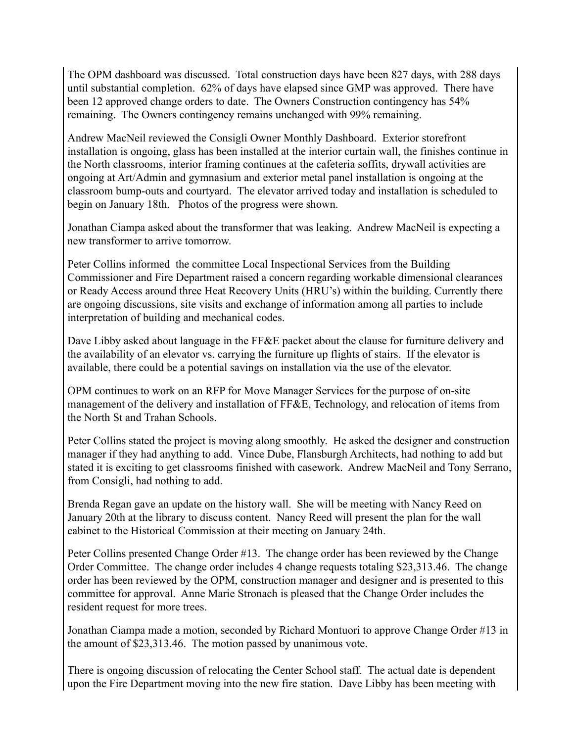The OPM dashboard was discussed. Total construction days have been 827 days, with 288 days until substantial completion. 62% of days have elapsed since GMP was approved. There have been 12 approved change orders to date. The Owners Construction contingency has 54% remaining. The Owners contingency remains unchanged with 99% remaining.

Andrew MacNeil reviewed the Consigli Owner Monthly Dashboard. Exterior storefront installation is ongoing, glass has been installed at the interior curtain wall, the finishes continue in the North classrooms, interior framing continues at the cafeteria soffits, drywall activities are ongoing at Art/Admin and gymnasium and exterior metal panel installation is ongoing at the classroom bump-outs and courtyard. The elevator arrived today and installation is scheduled to begin on January 18th. Photos of the progress were shown.

Jonathan Ciampa asked about the transformer that was leaking. Andrew MacNeil is expecting a new transformer to arrive tomorrow.

Peter Collins informed the committee Local Inspectional Services from the Building Commissioner and Fire Department raised a concern regarding workable dimensional clearances or Ready Access around three Heat Recovery Units (HRU's) within the building. Currently there are ongoing discussions, site visits and exchange of information among all parties to include interpretation of building and mechanical codes.

Dave Libby asked about language in the FF&E packet about the clause for furniture delivery and the availability of an elevator vs. carrying the furniture up flights of stairs. If the elevator is available, there could be a potential savings on installation via the use of the elevator.

OPM continues to work on an RFP for Move Manager Services for the purpose of on-site management of the delivery and installation of FF&E, Technology, and relocation of items from the North St and Trahan Schools.

Peter Collins stated the project is moving along smoothly. He asked the designer and construction manager if they had anything to add. Vince Dube, Flansburgh Architects, had nothing to add but stated it is exciting to get classrooms finished with casework. Andrew MacNeil and Tony Serrano, from Consigli, had nothing to add.

Brenda Regan gave an update on the history wall. She will be meeting with Nancy Reed on January 20th at the library to discuss content. Nancy Reed will present the plan for the wall cabinet to the Historical Commission at their meeting on January 24th.

Peter Collins presented Change Order #13. The change order has been reviewed by the Change Order Committee. The change order includes 4 change requests totaling $23,313.46. The change order has been reviewed by the OPM, construction manager and designer and is presented to this committee for approval. Anne Marie Stronach is pleased that the Change Order includes the resident request for more trees.

Jonathan Ciampa made a motion, seconded by Richard Montuori to approve Change Order #13 in the amount of $23,313.46. The motion passed by unanimous vote.

There is ongoing discussion of relocating the Center School staff. The actual date is dependent upon the Fire Department moving into the new fire station. Dave Libby has been meeting with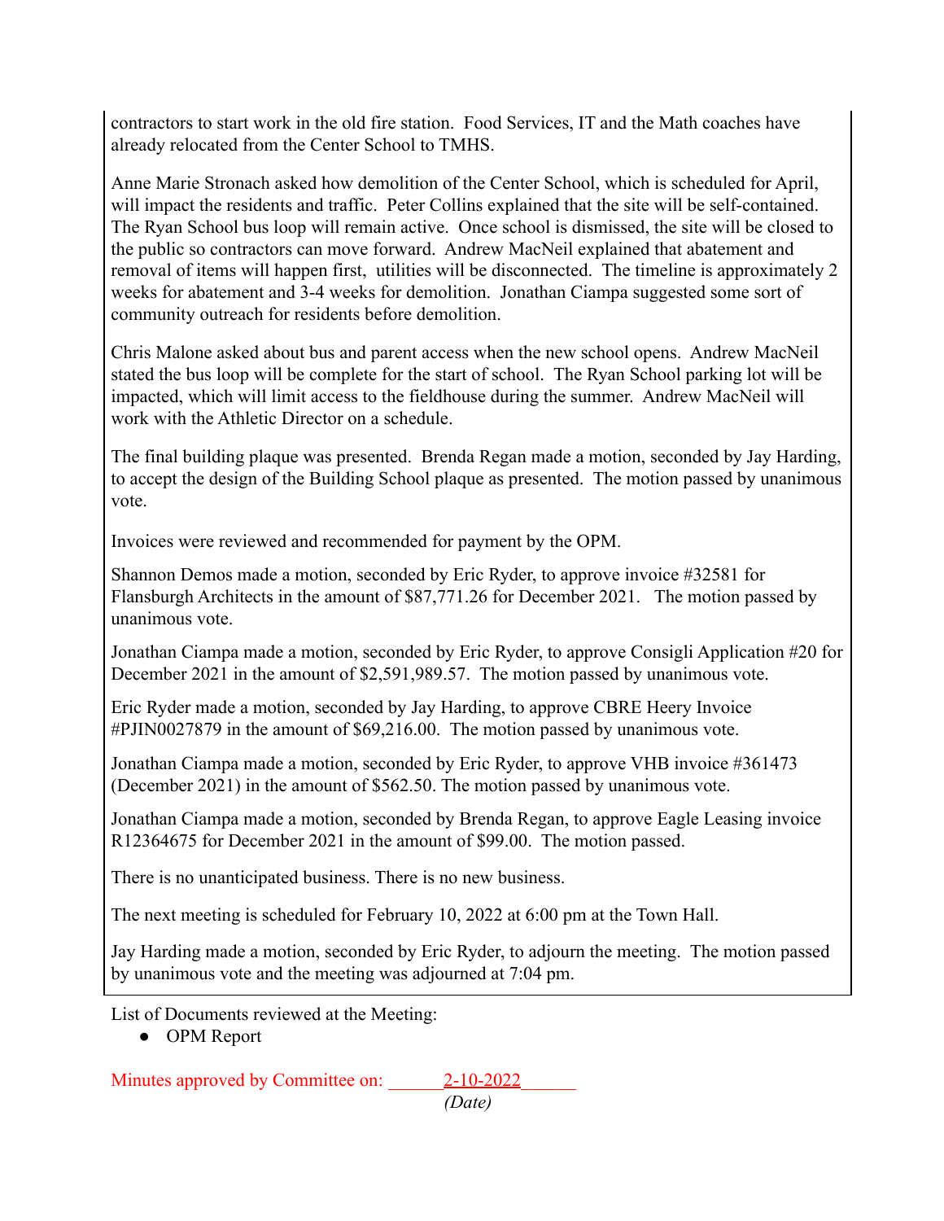contractors to start work in the old fire station. Food Services, IT and the Math coaches have already relocated from the Center School to TMHS.

Anne Marie Stronach asked how demolition of the Center School, which is scheduled for April, will impact the residents and traffic. Peter Collins explained that the site will be self-contained. The Ryan School bus loop will remain active. Once school is dismissed, the site will be closed to the public so contractors can move forward. Andrew MacNeil explained that abatement and removal of items will happen first, utilities will be disconnected. The timeline is approximately 2 weeks for abatement and 3-4 weeks for demolition. Jonathan Ciampa suggested some sort of community outreach for residents before demolition.

Chris Malone asked about bus and parent access when the new school opens. Andrew MacNeil stated the bus loop will be complete for the start of school. The Ryan School parking lot will be impacted, which will limit access to the fieldhouse during the summer. Andrew MacNeil will work with the Athletic Director on a schedule.

The final building plaque was presented. Brenda Regan made a motion, seconded by Jay Harding, to accept the design of the Building School plaque as presented. The motion passed by unanimous vote.

Invoices were reviewed and recommended for payment by the OPM.

Shannon Demos made a motion, seconded by Eric Ryder, to approve invoice #32581 for Flansburgh Architects in the amount of $87,771.26 for December 2021. The motion passed by unanimous vote.

Jonathan Ciampa made a motion, seconded by Eric Ryder, to approve Consigli Application #20 for December 2021 in the amount of $2,591,989.57. The motion passed by unanimous vote.

Eric Ryder made a motion, seconded by Jay Harding, to approve CBRE Heery Invoice #PJIN0027879 in the amount of $69,216.00. The motion passed by unanimous vote.

Jonathan Ciampa made a motion, seconded by Eric Ryder, to approve VHB invoice #361473 (December 2021) in the amount of $562.50. The motion passed by unanimous vote.

Jonathan Ciampa made a motion, seconded by Brenda Regan, to approve Eagle Leasing invoice R12364675 for December 2021 in the amount of $99.00. The motion passed.

There is no unanticipated business. There is no new business.

The next meeting is scheduled for February 10, 2022 at 6:00 pm at the Town Hall.

Jay Harding made a motion, seconded by Eric Ryder, to adjourn the meeting. The motion passed by unanimous vote and the meeting was adjourned at 7:04 pm.

List of Documents reviewed at the Meeting:

- OPM Report

Minutes approved by Committee on: 2-10-2022
*(Date)*